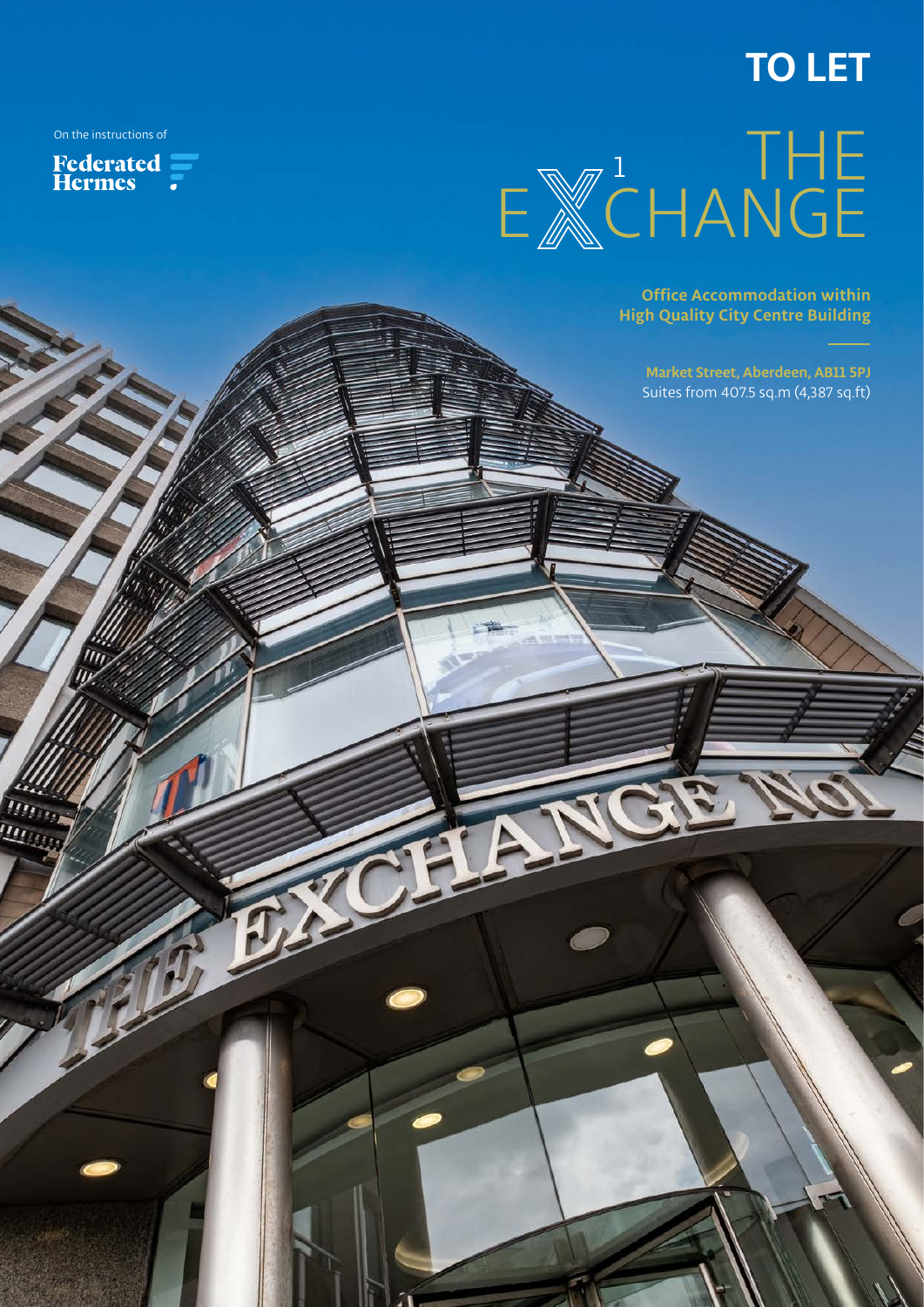# TO LET

On the instructions of

Federated Hermes

# THE EXCHANGE 1

**Office Accommodation within High Quality City Centre Building**

**Market Street, Aberdeen, AB11 5PJ**

Suites from 407.5 sq.m (4,387 sq.ft)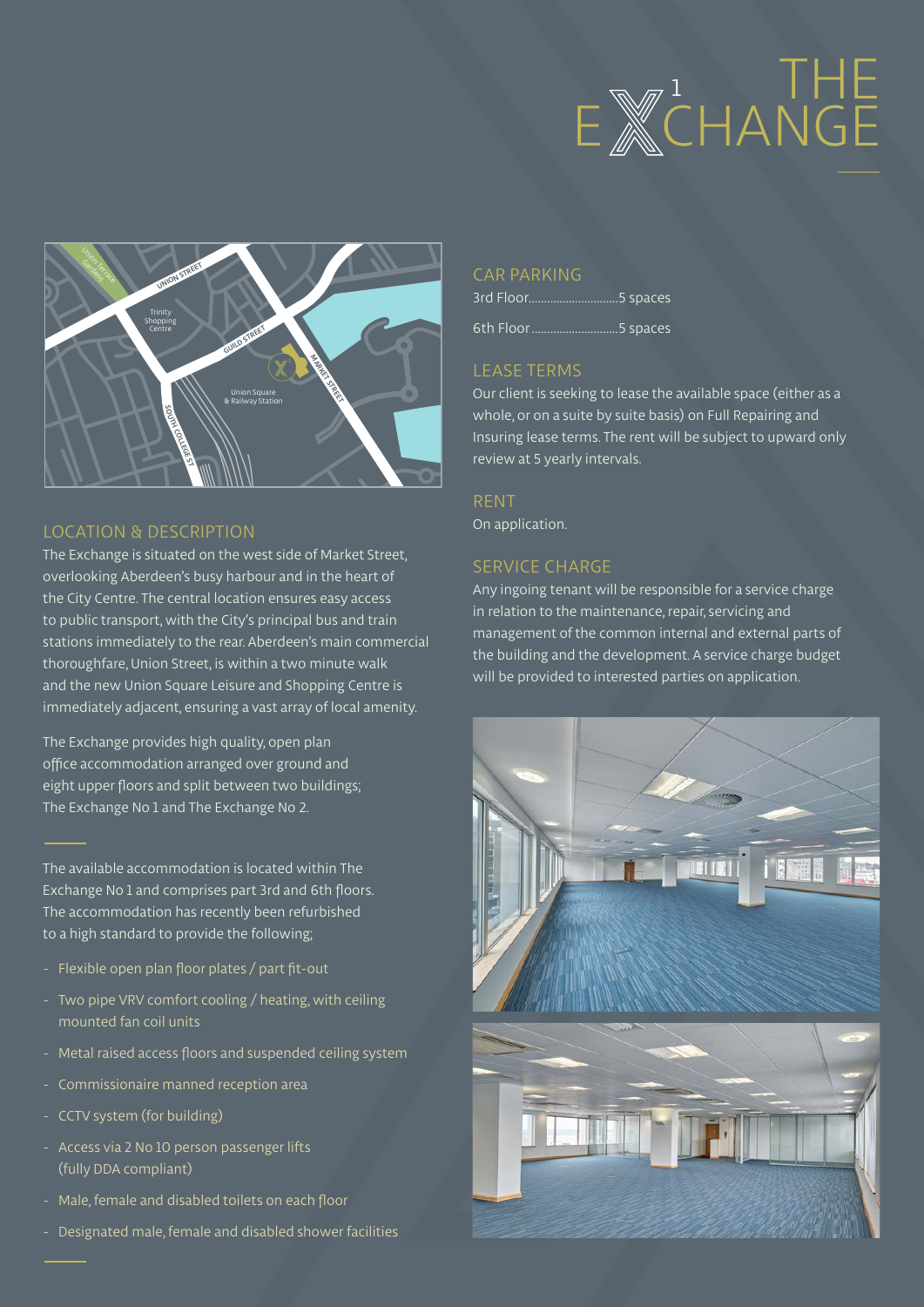# THE EXCHANGE 1

## LOCATION & DESCRIPTION

The Exchange is situated on the west side of Market Street, overlooking Aberdeen's busy harbour and in the heart of the City Centre. The central location ensures easy access to public transport, with the City's principal bus and train stations immediately to the rear. Aberdeen's main commercial thoroughfare, Union Street, is within a two minute walk and the new Union Square Leisure and Shopping Centre is immediately adjacent, ensuring a vast array of local amenity.

The Exchange provides high quality, open plan office accommodation arranged over ground and eight upper floors and split between two buildings; The Exchange No 1 and The Exchange No 2.

The available accommodation is located within The Exchange No 1 and comprises part 3rd and 6th floors. The accommodation has recently been refurbished to a high standard to provide the following;

- Flexible open plan floor plates / part fit-out
- Two pipe VRV comfort cooling / heating, with ceiling mounted fan coil units
- Metal raised access floors and suspended ceiling system
- Commissionaire manned reception area
- CCTV system (for building)
- Access via 2 No 10 person passenger lifts (fully DDA compliant)
- Male, female and disabled toilets on each floor
- Designated male, female and disabled shower facilities

## CAR PARKING

3rd Floor............................5 spaces

6th Floor............................5 spaces

## LEASE TERMS

Our client is seeking to lease the available space (either as a whole, or on a suite by suite basis) on Full Repairing and Insuring lease terms. The rent will be subject to upward only review at 5 yearly intervals.

## RENT

On application.

## SERVICE CHARGE

Any ingoing tenant will be responsible for a service charge in relation to the maintenance, repair, servicing and management of the common internal and external parts of the building and the development. A service charge budget will be provided to interested parties on application.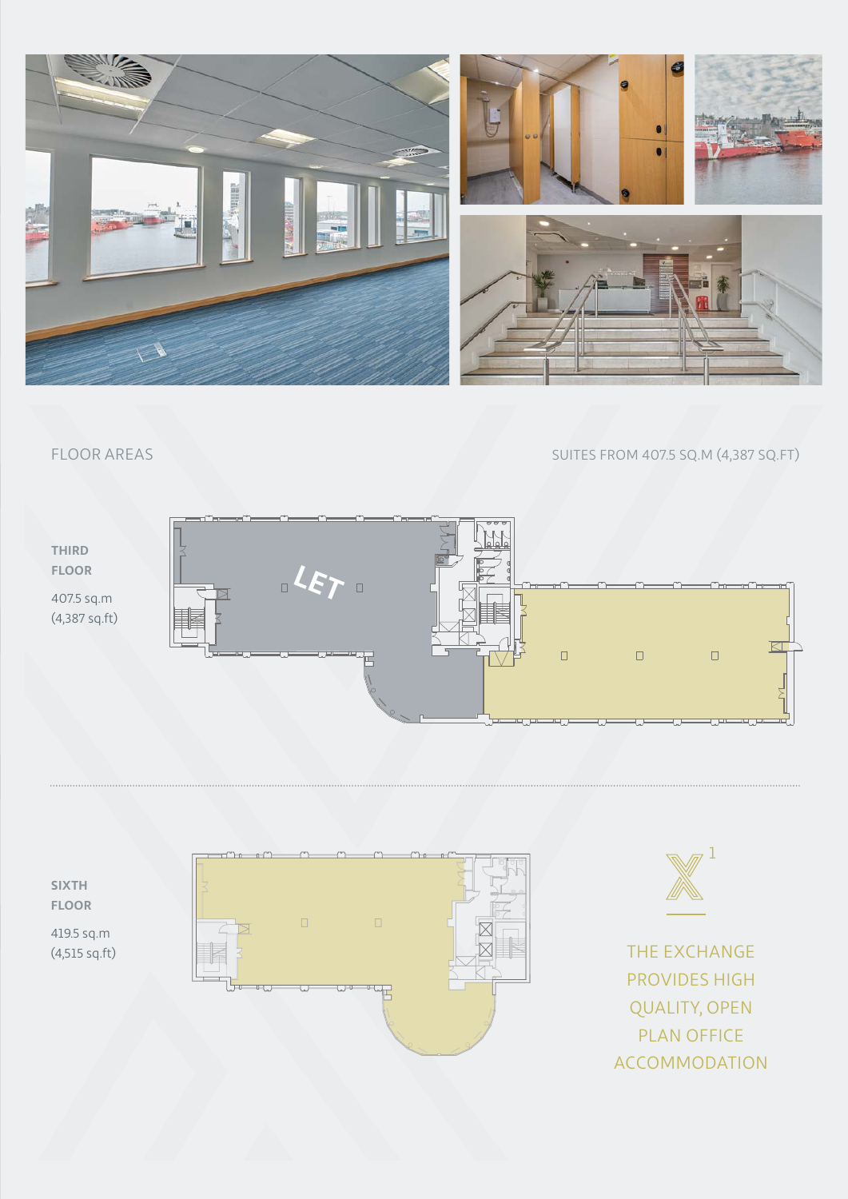## FLOOR AREAS

SUITES FROM 407.5 SQ.M (4,387 SQ.FT)

**THIRD FLOOR**

407.5 sq.m
(4,387 sq.ft)

LET

**SIXTH FLOOR**

419.5 sq.m
(4,515 sq.ft)

X1

THE EXCHANGE PROVIDES HIGH QUALITY, OPEN PLAN OFFICE ACCOMMODATION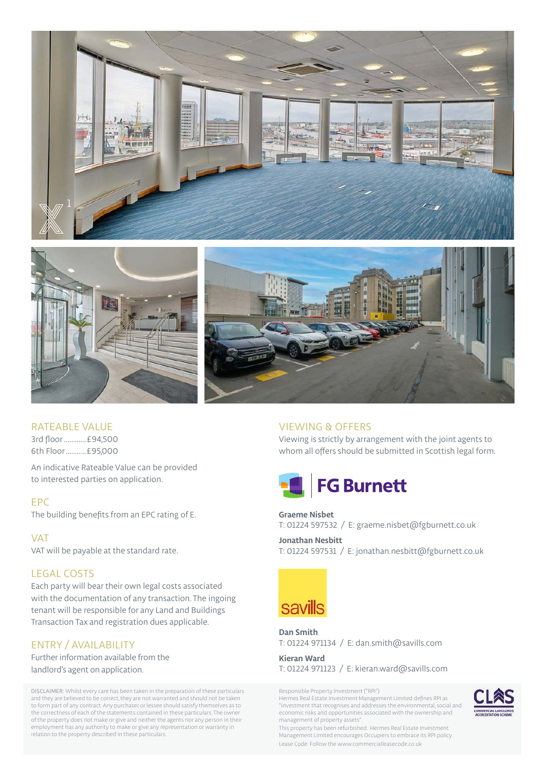## RATEABLE VALUE

3rd floor ............ £94,500
6th Floor ........... £95,000

An indicative Rateable Value can be provided to interested parties on application.

## EPC

The building benefits from an EPC rating of E.

## VAT

VAT will be payable at the standard rate.

## LEGAL COSTS

Each party will bear their own legal costs associated with the documentation of any transaction. The ingoing tenant will be responsible for any Land and Buildings Transaction Tax and registration dues applicable.

## ENTRY / AVAILABILITY

Further information available from the landlord's agent on application.

## VIEWING & OFFERS

Viewing is strictly by arrangement with the joint agents to whom all offers should be submitted in Scottish legal form.

FG Burnett

**Graeme Nisbet**
T: 01224 597532 / E: graeme.nisbet@fgburnett.co.uk

**Jonathan Nesbitt**
T: 01224 597531 / E: jonathan.nesbitt@fgburnett.co.uk

savills

**Dan Smith**
T: 01224 971134 / E: dan.smith@savills.com

**Kieran Ward**
T: 01224 971123 / E: kieran.ward@savills.com

DISCLAIMER: Whilst every care has been taken in the preparation of these particulars and they are believed to be correct, they are not warranted and should not be taken to form part of any contract. Any purchaser or lessee should satisfy themselves as to the correctness of each of the statements contained in these particulars. The owner of the property does not make or give and neither the agents nor any person in their employment has any authority to make or give any representation or warranty in relation to the property described in these particulars.

Responsible Property Investment ("RPI")
Hermes Real Estate Investment Management Limited defines RPI as "investment that recognises and addresses the environmental, social and economic risks and opportunities associated with the ownership and management of property assets".
This property has been refurbished. Hermes Real Estate Investment Management Limited encourages Occupiers to embrace its RPI policy.
Lease Code: Follow the www.commercialleasecode.co.uk

CLAS COMMERCIAL LANDLORDS ACCREDITATION SCHEME